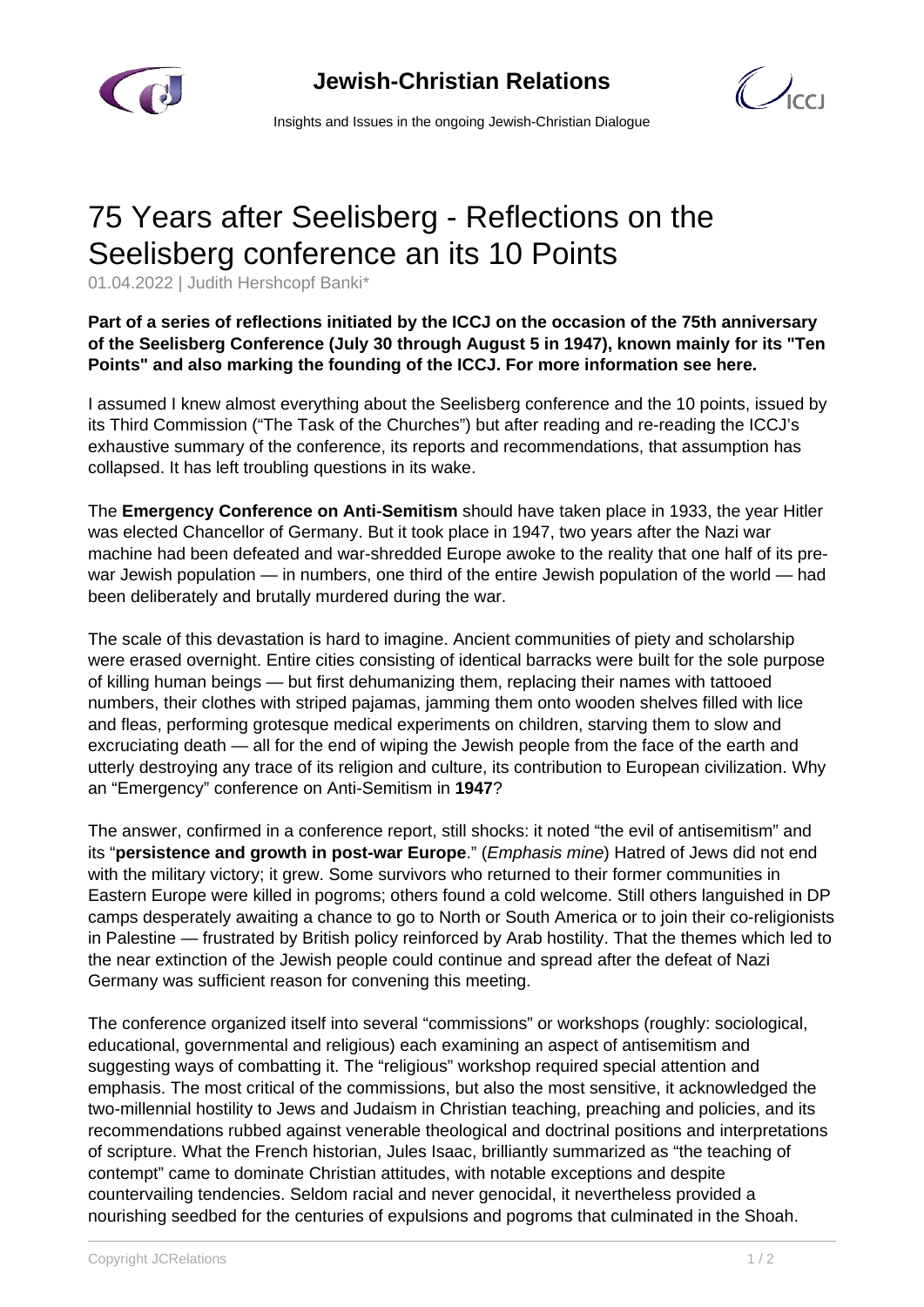# 75 Years after Seelisberg - Reflections on the Seelisberg conference an its 10 Points

01.04.2022 | Judith Hershcopf Banki*

**Part of a series of reflections initiated by the ICCJ on the occasion of the 75th anniversary of the Seelisberg Conference (July 30 through August 5 in 1947), known mainly for its "Ten Points" and also marking the founding of the ICCJ. For more information see here.**

I assumed I knew almost everything about the Seelisberg conference and the 10 points, issued by its Third Commission ("The Task of the Churches") but after reading and re-reading the ICCJ's exhaustive summary of the conference, its reports and recommendations, that assumption has collapsed. It has left troubling questions in its wake.

The **Emergency Conference on Anti-Semitism** should have taken place in 1933, the year Hitler was elected Chancellor of Germany. But it took place in 1947, two years after the Nazi war machine had been defeated and war-shredded Europe awoke to the reality that one half of its pre-war Jewish population — in numbers, one third of the entire Jewish population of the world — had been deliberately and brutally murdered during the war.

The scale of this devastation is hard to imagine. Ancient communities of piety and scholarship were erased overnight. Entire cities consisting of identical barracks were built for the sole purpose of killing human beings — but first dehumanizing them, replacing their names with tattooed numbers, their clothes with striped pajamas, jamming them onto wooden shelves filled with lice and fleas, performing grotesque medical experiments on children, starving them to slow and excruciating death — all for the end of wiping the Jewish people from the face of the earth and utterly destroying any trace of its religion and culture, its contribution to European civilization. Why an "Emergency" conference on Anti-Semitism in **1947**?

The answer, confirmed in a conference report, still shocks: it noted "the evil of antisemitism" and its "**persistence and growth in post-war Europe**." (*Emphasis mine*) Hatred of Jews did not end with the military victory; it grew. Some survivors who returned to their former communities in Eastern Europe were killed in pogroms; others found a cold welcome. Still others languished in DP camps desperately awaiting a chance to go to North or South America or to join their co-religionists in Palestine — frustrated by British policy reinforced by Arab hostility. That the themes which led to the near extinction of the Jewish people could continue and spread after the defeat of Nazi Germany was sufficient reason for convening this meeting.

The conference organized itself into several "commissions" or workshops (roughly: sociological, educational, governmental and religious) each examining an aspect of antisemitism and suggesting ways of combatting it. The "religious" workshop required special attention and emphasis. The most critical of the commissions, but also the most sensitive, it acknowledged the two-millennial hostility to Jews and Judaism in Christian teaching, preaching and policies, and its recommendations rubbed against venerable theological and doctrinal positions and interpretations of scripture. What the French historian, Jules Isaac, brilliantly summarized as "the teaching of contempt" came to dominate Christian attitudes, with notable exceptions and despite countervailing tendencies. Seldom racial and never genocidal, it nevertheless provided a nourishing seedbed for the centuries of expulsions and pogroms that culminated in the Shoah.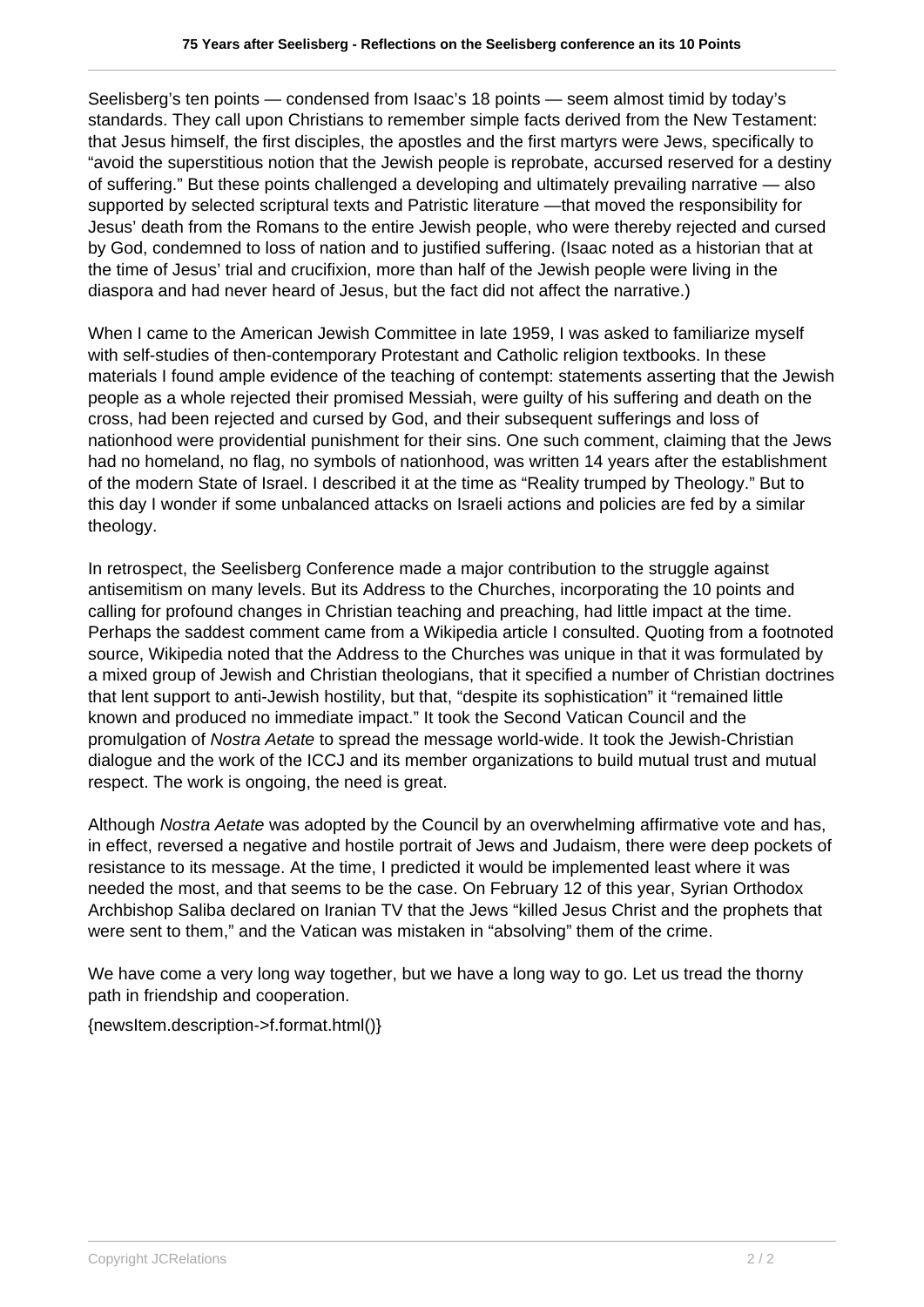Seelisberg's ten points — condensed from Isaac's 18 points — seem almost timid by today's standards. They call upon Christians to remember simple facts derived from the New Testament: that Jesus himself, the first disciples, the apostles and the first martyrs were Jews, specifically to "avoid the superstitious notion that the Jewish people is reprobate, accursed reserved for a destiny of suffering." But these points challenged a developing and ultimately prevailing narrative — also supported by selected scriptural texts and Patristic literature —that moved the responsibility for Jesus' death from the Romans to the entire Jewish people, who were thereby rejected and cursed by God, condemned to loss of nation and to justified suffering. (Isaac noted as a historian that at the time of Jesus' trial and crucifixion, more than half of the Jewish people were living in the diaspora and had never heard of Jesus, but the fact did not affect the narrative.)

When I came to the American Jewish Committee in late 1959, I was asked to familiarize myself with self-studies of then-contemporary Protestant and Catholic religion textbooks. In these materials I found ample evidence of the teaching of contempt: statements asserting that the Jewish people as a whole rejected their promised Messiah, were guilty of his suffering and death on the cross, had been rejected and cursed by God, and their subsequent sufferings and loss of nationhood were providential punishment for their sins. One such comment, claiming that the Jews had no homeland, no flag, no symbols of nationhood, was written 14 years after the establishment of the modern State of Israel. I described it at the time as "Reality trumped by Theology." But to this day I wonder if some unbalanced attacks on Israeli actions and policies are fed by a similar theology.

In retrospect, the Seelisberg Conference made a major contribution to the struggle against antisemitism on many levels. But its Address to the Churches, incorporating the 10 points and calling for profound changes in Christian teaching and preaching, had little impact at the time. Perhaps the saddest comment came from a Wikipedia article I consulted. Quoting from a footnoted source, Wikipedia noted that the Address to the Churches was unique in that it was formulated by a mixed group of Jewish and Christian theologians, that it specified a number of Christian doctrines that lent support to anti-Jewish hostility, but that, "despite its sophistication" it "remained little known and produced no immediate impact." It took the Second Vatican Council and the promulgation of *Nostra Aetate* to spread the message world-wide. It took the Jewish-Christian dialogue and the work of the ICCJ and its member organizations to build mutual trust and mutual respect. The work is ongoing, the need is great.

Although *Nostra Aetate* was adopted by the Council by an overwhelming affirmative vote and has, in effect, reversed a negative and hostile portrait of Jews and Judaism, there were deep pockets of resistance to its message. At the time, I predicted it would be implemented least where it was needed the most, and that seems to be the case. On February 12 of this year, Syrian Orthodox Archbishop Saliba declared on Iranian TV that the Jews "killed Jesus Christ and the prophets that were sent to them," and the Vatican was mistaken in "absolving" them of the crime.

We have come a very long way together, but we have a long way to go. Let us tread the thorny path in friendship and cooperation.

{newsItem.description->f.format.html()}